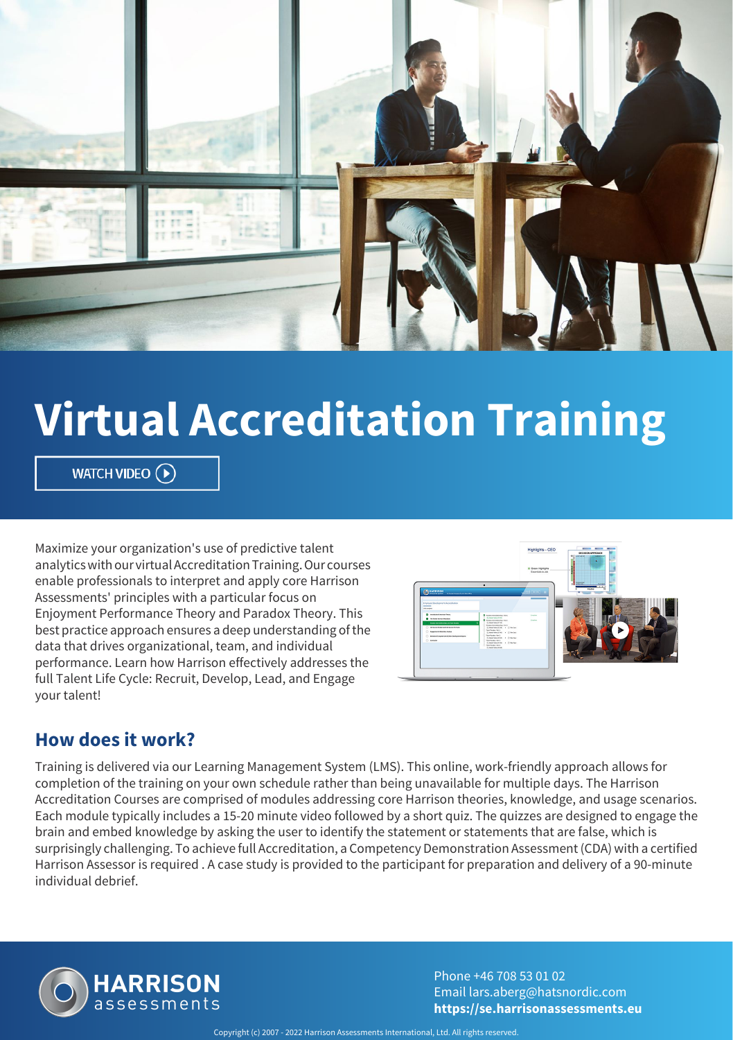# Virtual Accreditation Training

WATCH VIDEO

Maximize your organization's use of predictive talent analytics with our virtual Accreditation Training. Our courses enable professionals to interpret and apply core Harrison Assessments' principles with a particular focus on Enjoyment Performance Theory and Paradox Theory. This best practice approach ensures a deep understanding of the data that drives organizational, team, and individual performance. Learn how Harrison effectively addresses the full Talent Life Cycle: Recruit, Develop, Lead, and Engage your talent!

## How does it work?

Training is delivered via our Learning Management System (LMS). This online, work-friendly approach allows for completion of the training on your own schedule rather than being unavailable for multiple days. The Harrison Accreditation Courses are comprised of modules addressing core Harrison theories, knowledge, and usage scenarios. Each module typically includes a 15-20 minute video followed by a short quiz. The quizzes are designed to engage the brain and embed knowledge by asking the user to identify the statement or statements that are false, which is surprisingly challenging. To achieve full Accreditation, a Competency Demonstration Assessment (CDA) with a certified Harrison Assessor is required . A case study is provided to the participant for preparation and delivery of a 90-minute individual debrief.

HARRISON assessments

Phone +46 708 53 01 02
Email lars.aberg@hatsnordic.com
**https://se.harrisonassessments.eu**

Copyright (c) 2007 - 2022 Harrison Assessments International, Ltd. All rights reserved.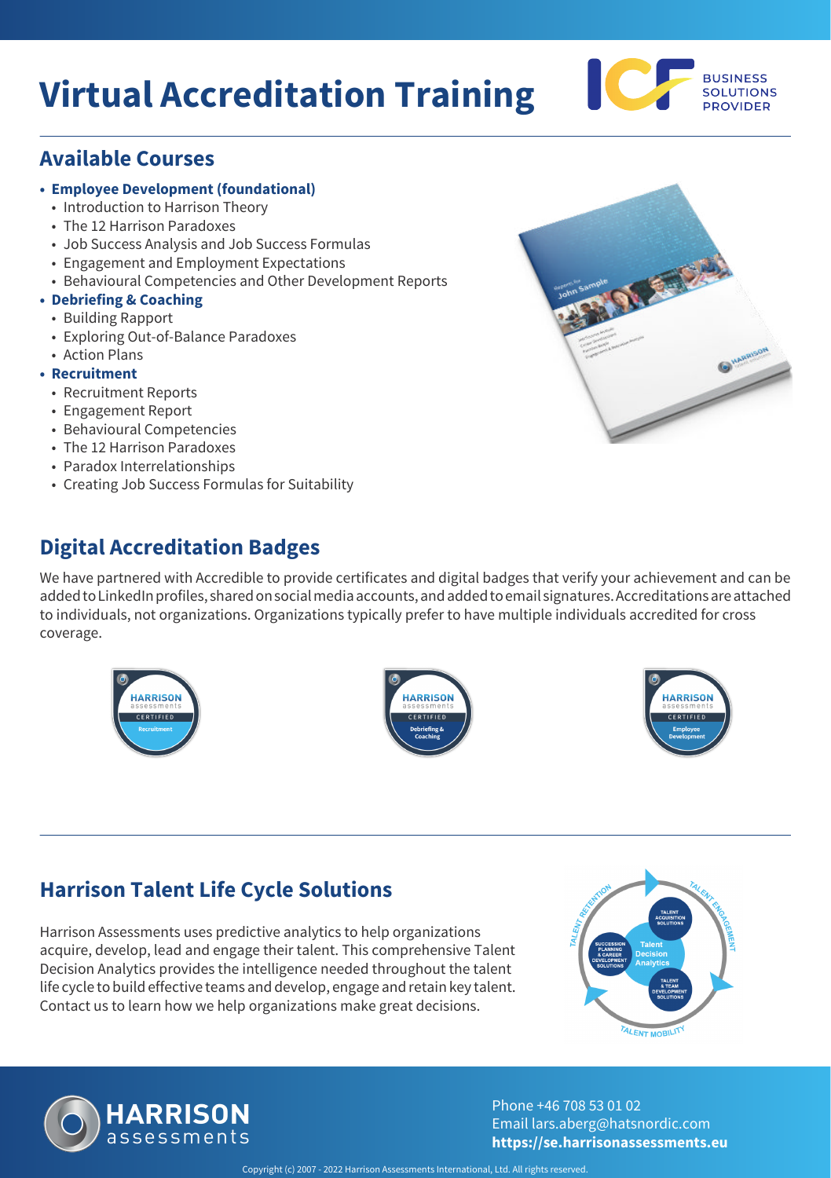# Virtual Accreditation Training

## Available Courses

- **Employee Development (foundational)**
  - Introduction to Harrison Theory
  - The 12 Harrison Paradoxes
  - Job Success Analysis and Job Success Formulas
  - Engagement and Employment Expectations
  - Behavioural Competencies and Other Development Reports
- **Debriefing & Coaching**
  - Building Rapport
  - Exploring Out-of-Balance Paradoxes
  - Action Plans
- **Recruitment**
  - Recruitment Reports
  - Engagement Report
  - Behavioural Competencies
  - The 12 Harrison Paradoxes
  - Paradox Interrelationships
  - Creating Job Success Formulas for Suitability

## Digital Accreditation Badges

We have partnered with Accredible to provide certificates and digital badges that verify your achievement and can be added to LinkedIn profiles, shared on social media accounts, and added to email signatures. Accreditations are attached to individuals, not organizations. Organizations typically prefer to have multiple individuals accredited for cross coverage.

## Harrison Talent Life Cycle Solutions

Harrison Assessments uses predictive analytics to help organizations acquire, develop, lead and engage their talent. This comprehensive Talent Decision Analytics provides the intelligence needed throughout the talent life cycle to build effective teams and develop, engage and retain key talent. Contact us to learn how we help organizations make great decisions.

Phone +46 708 53 01 02
Email lars.aberg@hatsnordic.com
**https://se.harrisonassessments.eu**

Copyright (c) 2007 - 2022 Harrison Assessments International, Ltd. All rights reserved.